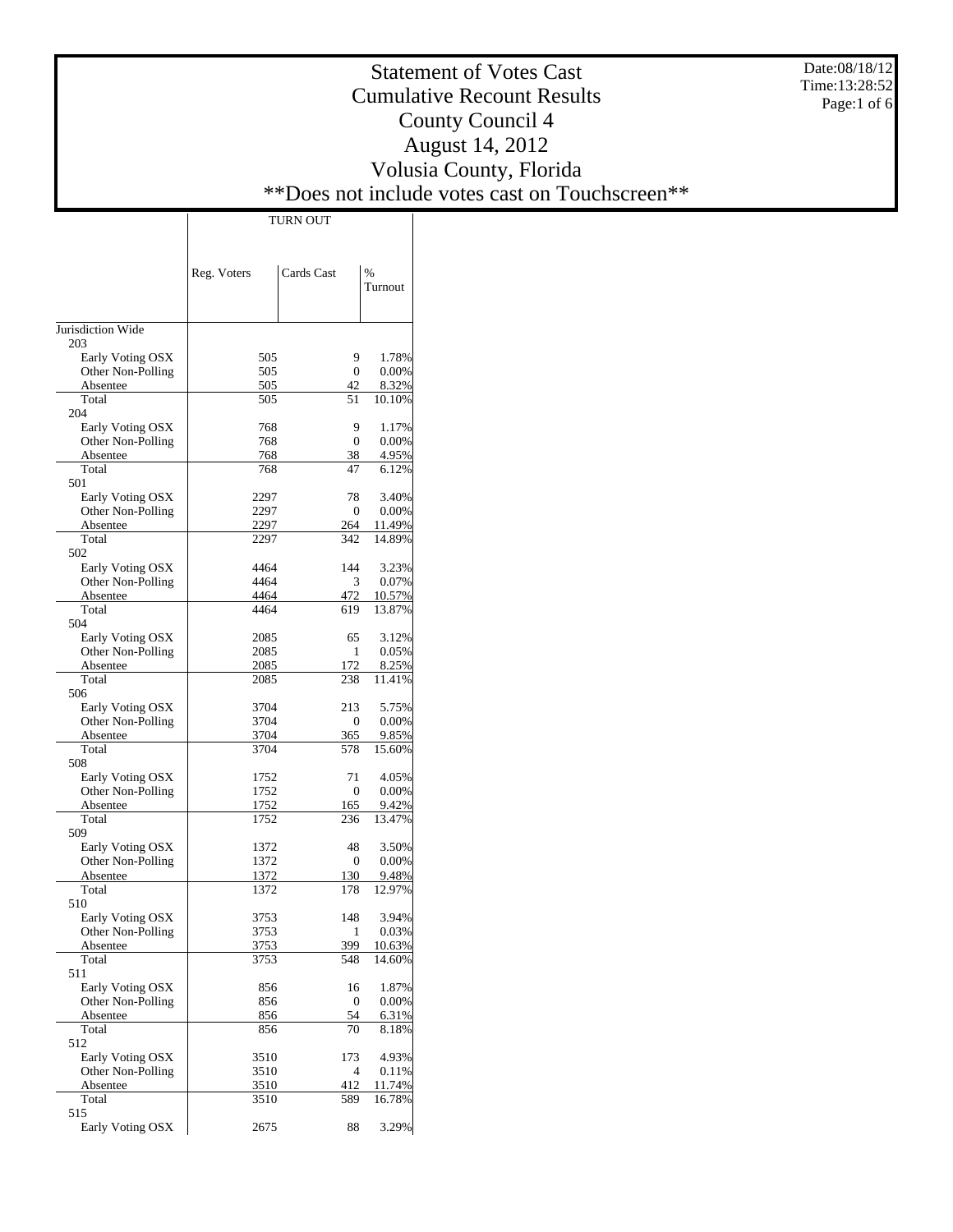# Statement of Votes Cast
## Cumulative Recount Results
## County Council 4
## August 14, 2012
## Volusia County, Florida
## **Does not include votes cast on Touchscreen**

Date:08/18/12
Time:13:28:52

| | TURN OUT | | |
|---|---|---|---|
| | Reg. Voters | Cards Cast | % Turnout |
| Jurisdiction Wide | | | |
| 203 | | | |
| Early Voting OSX | 505 | 9 | 1.78% |
| Other Non-Polling | 505 | 0 | 0.00% |
| Absentee | 505 | 42 | 8.32% |
| Total | 505 | 51 | 10.10% |
| 204 | | | |
| Early Voting OSX | 768 | 9 | 1.17% |
| Other Non-Polling | 768 | 0 | 0.00% |
| Absentee | 768 | 38 | 4.95% |
| Total | 768 | 47 | 6.12% |
| 501 | | | |
| Early Voting OSX | 2297 | 78 | 3.40% |
| Other Non-Polling | 2297 | 0 | 0.00% |
| Absentee | 2297 | 264 | 11.49% |
| Total | 2297 | 342 | 14.89% |
| 502 | | | |
| Early Voting OSX | 4464 | 144 | 3.23% |
| Other Non-Polling | 4464 | 3 | 0.07% |
| Absentee | 4464 | 472 | 10.57% |
| Total | 4464 | 619 | 13.87% |
| 504 | | | |
| Early Voting OSX | 2085 | 65 | 3.12% |
| Other Non-Polling | 2085 | 1 | 0.05% |
| Absentee | 2085 | 172 | 8.25% |
| Total | 2085 | 238 | 11.41% |
| 506 | | | |
| Early Voting OSX | 3704 | 213 | 5.75% |
| Other Non-Polling | 3704 | 0 | 0.00% |
| Absentee | 3704 | 365 | 9.85% |
| Total | 3704 | 578 | 15.60% |
| 508 | | | |
| Early Voting OSX | 1752 | 71 | 4.05% |
| Other Non-Polling | 1752 | 0 | 0.00% |
| Absentee | 1752 | 165 | 9.42% |
| Total | 1752 | 236 | 13.47% |
| 509 | | | |
| Early Voting OSX | 1372 | 48 | 3.50% |
| Other Non-Polling | 1372 | 0 | 0.00% |
| Absentee | 1372 | 130 | 9.48% |
| Total | 1372 | 178 | 12.97% |
| 510 | | | |
| Early Voting OSX | 3753 | 148 | 3.94% |
| Other Non-Polling | 3753 | 1 | 0.03% |
| Absentee | 3753 | 399 | 10.63% |
| Total | 3753 | 548 | 14.60% |
| 511 | | | |
| Early Voting OSX | 856 | 16 | 1.87% |
| Other Non-Polling | 856 | 0 | 0.00% |
| Absentee | 856 | 54 | 6.31% |
| Total | 856 | 70 | 8.18% |
| 512 | | | |
| Early Voting OSX | 3510 | 173 | 4.93% |
| Other Non-Polling | 3510 | 4 | 0.11% |
| Absentee | 3510 | 412 | 11.74% |
| Total | 3510 | 589 | 16.78% |
| 515 | | | |
| Early Voting OSX | 2675 | 88 | 3.29% |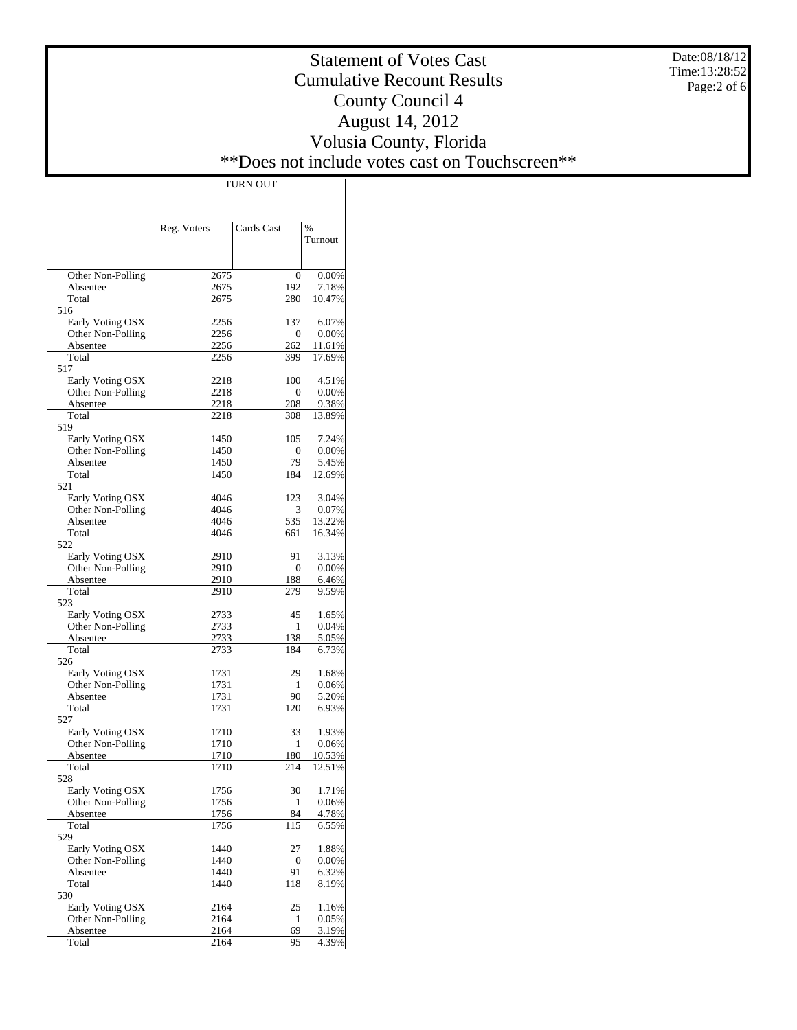# Statement of Votes Cast
# Cumulative Recount Results
# County Council 4
# August 14, 2012
# Volusia County, Florida
# **Does not include votes cast on Touchscreen**

Date:08/18/12
Time:13:28:52

| | TURN OUT | | |
|---|---|---|---|
| | Reg. Voters | Cards Cast | % Turnout |
| Other Non-Polling | 2675 | 0 | 0.00% |
| Absentee | 2675 | 192 | 7.18% |
| Total | 2675 | 280 | 10.47% |
| 516 | | | |
| Early Voting OSX | 2256 | 137 | 6.07% |
| Other Non-Polling | 2256 | 0 | 0.00% |
| Absentee | 2256 | 262 | 11.61% |
| Total | 2256 | 399 | 17.69% |
| 517 | | | |
| Early Voting OSX | 2218 | 100 | 4.51% |
| Other Non-Polling | 2218 | 0 | 0.00% |
| Absentee | 2218 | 208 | 9.38% |
| Total | 2218 | 308 | 13.89% |
| 519 | | | |
| Early Voting OSX | 1450 | 105 | 7.24% |
| Other Non-Polling | 1450 | 0 | 0.00% |
| Absentee | 1450 | 79 | 5.45% |
| Total | 1450 | 184 | 12.69% |
| 521 | | | |
| Early Voting OSX | 4046 | 123 | 3.04% |
| Other Non-Polling | 4046 | 3 | 0.07% |
| Absentee | 4046 | 535 | 13.22% |
| Total | 4046 | 661 | 16.34% |
| 522 | | | |
| Early Voting OSX | 2910 | 91 | 3.13% |
| Other Non-Polling | 2910 | 0 | 0.00% |
| Absentee | 2910 | 188 | 6.46% |
| Total | 2910 | 279 | 9.59% |
| 523 | | | |
| Early Voting OSX | 2733 | 45 | 1.65% |
| Other Non-Polling | 2733 | 1 | 0.04% |
| Absentee | 2733 | 138 | 5.05% |
| Total | 2733 | 184 | 6.73% |
| 526 | | | |
| Early Voting OSX | 1731 | 29 | 1.68% |
| Other Non-Polling | 1731 | 1 | 0.06% |
| Absentee | 1731 | 90 | 5.20% |
| Total | 1731 | 120 | 6.93% |
| 527 | | | |
| Early Voting OSX | 1710 | 33 | 1.93% |
| Other Non-Polling | 1710 | 1 | 0.06% |
| Absentee | 1710 | 180 | 10.53% |
| Total | 1710 | 214 | 12.51% |
| 528 | | | |
| Early Voting OSX | 1756 | 30 | 1.71% |
| Other Non-Polling | 1756 | 1 | 0.06% |
| Absentee | 1756 | 84 | 4.78% |
| Total | 1756 | 115 | 6.55% |
| 529 | | | |
| Early Voting OSX | 1440 | 27 | 1.88% |
| Other Non-Polling | 1440 | 0 | 0.00% |
| Absentee | 1440 | 91 | 6.32% |
| Total | 1440 | 118 | 8.19% |
| 530 | | | |
| Early Voting OSX | 2164 | 25 | 1.16% |
| Other Non-Polling | 2164 | 1 | 0.05% |
| Absentee | 2164 | 69 | 3.19% |
| Total | 2164 | 95 | 4.39% |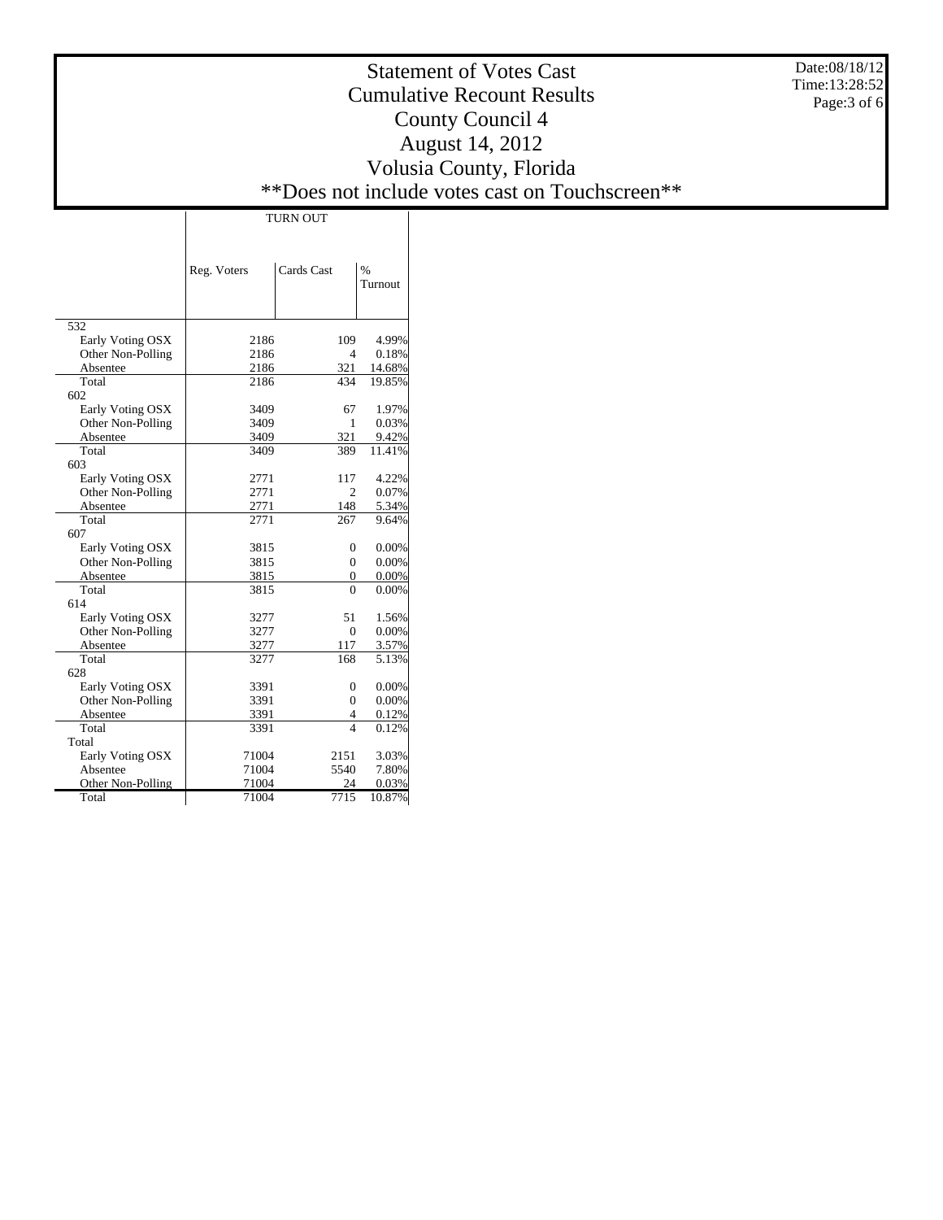# Statement of Votes Cast
## Cumulative Recount Results
## County Council 4
## August 14, 2012
## Volusia County, Florida
## **Does not include votes cast on Touchscreen**

Date:08/18/12
Time:13:28:52

| | TURN OUT | | |
|---|---|---|---|
| | Reg. Voters | Cards Cast | % Turnout |
| 532 | | | |
| Early Voting OSX | 2186 | 109 | 4.99% |
| Other Non-Polling | 2186 | 4 | 0.18% |
| Absentee | 2186 | 321 | 14.68% |
| Total | 2186 | 434 | 19.85% |
| 602 | | | |
| Early Voting OSX | 3409 | 67 | 1.97% |
| Other Non-Polling | 3409 | 1 | 0.03% |
| Absentee | 3409 | 321 | 9.42% |
| Total | 3409 | 389 | 11.41% |
| 603 | | | |
| Early Voting OSX | 2771 | 117 | 4.22% |
| Other Non-Polling | 2771 | 2 | 0.07% |
| Absentee | 2771 | 148 | 5.34% |
| Total | 2771 | 267 | 9.64% |
| 607 | | | |
| Early Voting OSX | 3815 | 0 | 0.00% |
| Other Non-Polling | 3815 | 0 | 0.00% |
| Absentee | 3815 | 0 | 0.00% |
| Total | 3815 | 0 | 0.00% |
| 614 | | | |
| Early Voting OSX | 3277 | 51 | 1.56% |
| Other Non-Polling | 3277 | 0 | 0.00% |
| Absentee | 3277 | 117 | 3.57% |
| Total | 3277 | 168 | 5.13% |
| 628 | | | |
| Early Voting OSX | 3391 | 0 | 0.00% |
| Other Non-Polling | 3391 | 0 | 0.00% |
| Absentee | 3391 | 4 | 0.12% |
| Total | 3391 | 4 | 0.12% |
| Total | | | |
| Early Voting OSX | 71004 | 2151 | 3.03% |
| Absentee | 71004 | 5540 | 7.80% |
| Other Non-Polling | 71004 | 24 | 0.03% |
| Total | 71004 | 7715 | 10.87% |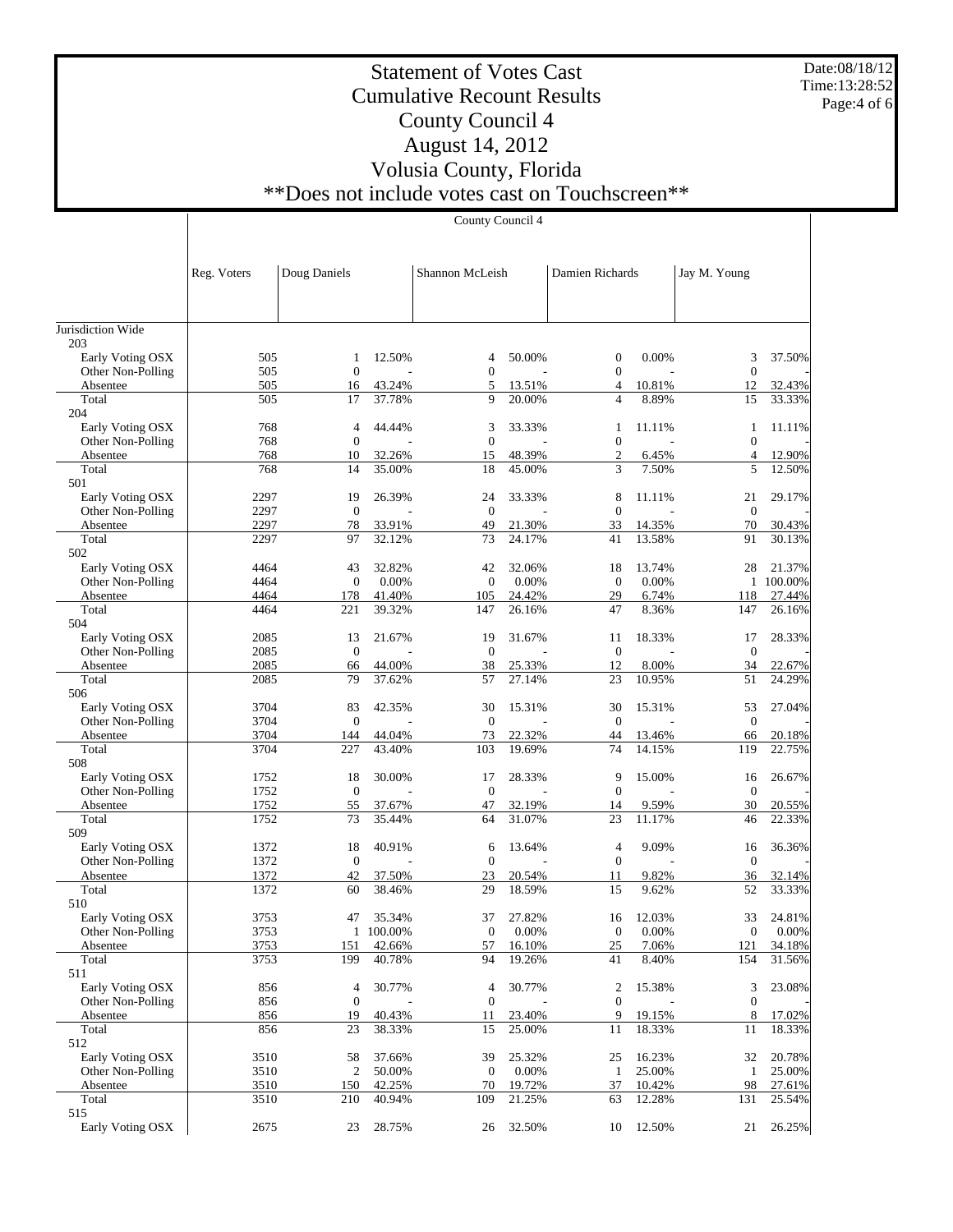# Statement of Votes Cast
## Cumulative Recount Results
## County Council 4
## August 14, 2012
## Volusia County, Florida
## **Does not include votes cast on Touchscreen**

Date:08/18/12
Time:13:28:52

County Council 4

| | Reg. Voters | Doug Daniels | | Shannon McLeish | | Damien Richards | | Jay M. Young | |
|---|---|---|---|---|---|---|---|---|---|
| Jurisdiction Wide | | | | | | | | | |
| 203 | | | | | | | | | |
| Early Voting OSX | 505 | 1 | 12.50% | 4 | 50.00% | 0 | 0.00% | 3 | 37.50% |
| Other Non-Polling | 505 | 0 | - | 0 | - | 0 | - | 0 | - |
| Absentee | 505 | 16 | 43.24% | 5 | 13.51% | 4 | 10.81% | 12 | 32.43% |
| Total | 505 | 17 | 37.78% | 9 | 20.00% | 4 | 8.89% | 15 | 33.33% |
| 204 | | | | | | | | | |
| Early Voting OSX | 768 | 4 | 44.44% | 3 | 33.33% | 1 | 11.11% | 1 | 11.11% |
| Other Non-Polling | 768 | 0 | - | 0 | - | 0 | - | 0 | - |
| Absentee | 768 | 10 | 32.26% | 15 | 48.39% | 2 | 6.45% | 4 | 12.90% |
| Total | 768 | 14 | 35.00% | 18 | 45.00% | 3 | 7.50% | 5 | 12.50% |
| 501 | | | | | | | | | |
| Early Voting OSX | 2297 | 19 | 26.39% | 24 | 33.33% | 8 | 11.11% | 21 | 29.17% |
| Other Non-Polling | 2297 | 0 | - | 0 | - | 0 | - | 0 | - |
| Absentee | 2297 | 78 | 33.91% | 49 | 21.30% | 33 | 14.35% | 70 | 30.43% |
| Total | 2297 | 97 | 32.12% | 73 | 24.17% | 41 | 13.58% | 91 | 30.13% |
| 502 | | | | | | | | | |
| Early Voting OSX | 4464 | 43 | 32.82% | 42 | 32.06% | 18 | 13.74% | 28 | 21.37% |
| Other Non-Polling | 4464 | 0 | 0.00% | 0 | 0.00% | 0 | 0.00% | 1 | 100.00% |
| Absentee | 4464 | 178 | 41.40% | 105 | 24.42% | 29 | 6.74% | 118 | 27.44% |
| Total | 4464 | 221 | 39.32% | 147 | 26.16% | 47 | 8.36% | 147 | 26.16% |
| 504 | | | | | | | | | |
| Early Voting OSX | 2085 | 13 | 21.67% | 19 | 31.67% | 11 | 18.33% | 17 | 28.33% |
| Other Non-Polling | 2085 | 0 | - | 0 | - | 0 | - | 0 | - |
| Absentee | 2085 | 66 | 44.00% | 38 | 25.33% | 12 | 8.00% | 34 | 22.67% |
| Total | 2085 | 79 | 37.62% | 57 | 27.14% | 23 | 10.95% | 51 | 24.29% |
| 506 | | | | | | | | | |
| Early Voting OSX | 3704 | 83 | 42.35% | 30 | 15.31% | 30 | 15.31% | 53 | 27.04% |
| Other Non-Polling | 3704 | 0 | - | 0 | - | 0 | - | 0 | - |
| Absentee | 3704 | 144 | 44.04% | 73 | 22.32% | 44 | 13.46% | 66 | 20.18% |
| Total | 3704 | 227 | 43.40% | 103 | 19.69% | 74 | 14.15% | 119 | 22.75% |
| 508 | | | | | | | | | |
| Early Voting OSX | 1752 | 18 | 30.00% | 17 | 28.33% | 9 | 15.00% | 16 | 26.67% |
| Other Non-Polling | 1752 | 0 | - | 0 | - | 0 | - | 0 | - |
| Absentee | 1752 | 55 | 37.67% | 47 | 32.19% | 14 | 9.59% | 30 | 20.55% |
| Total | 1752 | 73 | 35.44% | 64 | 31.07% | 23 | 11.17% | 46 | 22.33% |
| 509 | | | | | | | | | |
| Early Voting OSX | 1372 | 18 | 40.91% | 6 | 13.64% | 4 | 9.09% | 16 | 36.36% |
| Other Non-Polling | 1372 | 0 | - | 0 | - | 0 | - | 0 | - |
| Absentee | 1372 | 42 | 37.50% | 23 | 20.54% | 11 | 9.82% | 36 | 32.14% |
| Total | 1372 | 60 | 38.46% | 29 | 18.59% | 15 | 9.62% | 52 | 33.33% |
| 510 | | | | | | | | | |
| Early Voting OSX | 3753 | 47 | 35.34% | 37 | 27.82% | 16 | 12.03% | 33 | 24.81% |
| Other Non-Polling | 3753 | 1 | 100.00% | 0 | 0.00% | 0 | 0.00% | 0 | 0.00% |
| Absentee | 3753 | 151 | 42.66% | 57 | 16.10% | 25 | 7.06% | 121 | 34.18% |
| Total | 3753 | 199 | 40.78% | 94 | 19.26% | 41 | 8.40% | 154 | 31.56% |
| 511 | | | | | | | | | |
| Early Voting OSX | 856 | 4 | 30.77% | 4 | 30.77% | 2 | 15.38% | 3 | 23.08% |
| Other Non-Polling | 856 | 0 | - | 0 | - | 0 | - | 0 | - |
| Absentee | 856 | 19 | 40.43% | 11 | 23.40% | 9 | 19.15% | 8 | 17.02% |
| Total | 856 | 23 | 38.33% | 15 | 25.00% | 11 | 18.33% | 11 | 18.33% |
| 512 | | | | | | | | | |
| Early Voting OSX | 3510 | 58 | 37.66% | 39 | 25.32% | 25 | 16.23% | 32 | 20.78% |
| Other Non-Polling | 3510 | 2 | 50.00% | 0 | 0.00% | 1 | 25.00% | 1 | 25.00% |
| Absentee | 3510 | 150 | 42.25% | 70 | 19.72% | 37 | 10.42% | 98 | 27.61% |
| Total | 3510 | 210 | 40.94% | 109 | 21.25% | 63 | 12.28% | 131 | 25.54% |
| 515 | | | | | | | | | |
| Early Voting OSX | 2675 | 23 | 28.75% | 26 | 32.50% | 10 | 12.50% | 21 | 26.25% |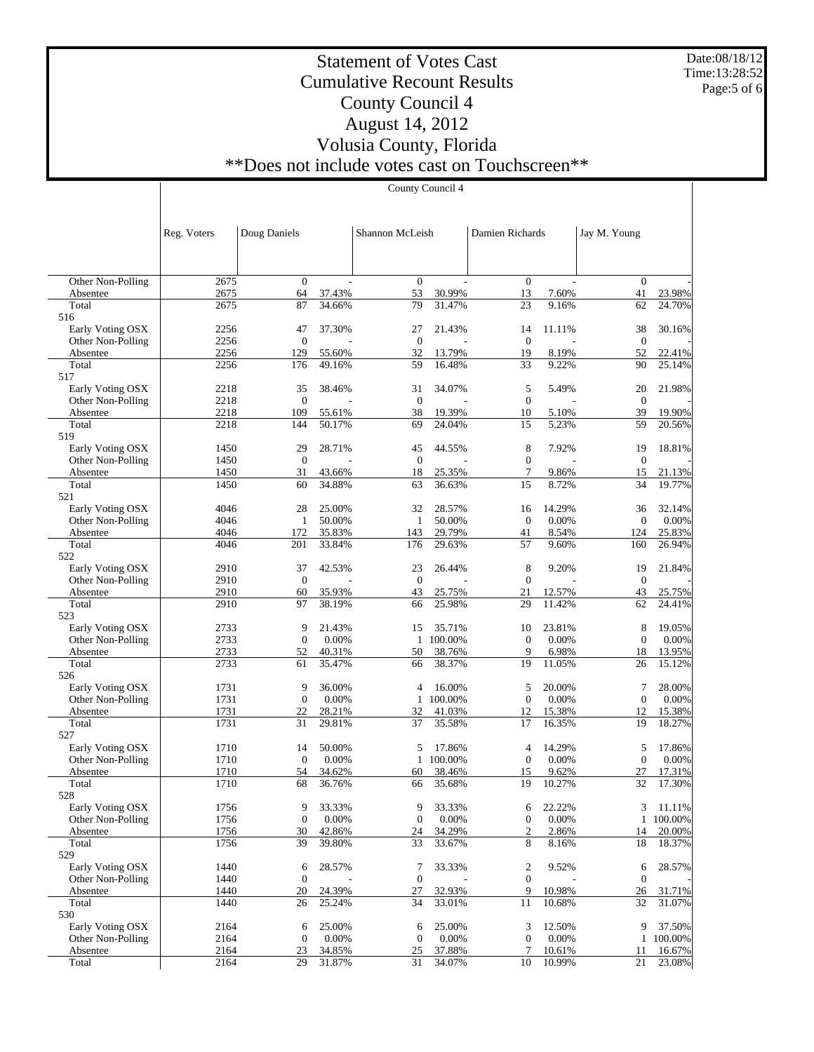# Statement of Votes Cast
## Cumulative Recount Results
## County Council 4
## August 14, 2012
## Volusia County, Florida
## **Does not include votes cast on Touchscreen**

Date:08/18/12
Time:13:28:52

County Council 4

| | Reg. Voters | Doug Daniels | | Shannon McLeish | | Damien Richards | | Jay M. Young | |
|---|---|---|---|---|---|---|---|---|---|
| Other Non-Polling | 2675 | 0 | - | 0 | - | 0 | - | 0 | - |
| Absentee | 2675 | 64 | 37.43% | 53 | 30.99% | 13 | 7.60% | 41 | 23.98% |
| Total | 2675 | 87 | 34.66% | 79 | 31.47% | 23 | 9.16% | 62 | 24.70% |
| 516 | | | | | | | | | |
| Early Voting OSX | 2256 | 47 | 37.30% | 27 | 21.43% | 14 | 11.11% | 38 | 30.16% |
| Other Non-Polling | 2256 | 0 | - | 0 | - | 0 | - | 0 | - |
| Absentee | 2256 | 129 | 55.60% | 32 | 13.79% | 19 | 8.19% | 52 | 22.41% |
| Total | 2256 | 176 | 49.16% | 59 | 16.48% | 33 | 9.22% | 90 | 25.14% |
| 517 | | | | | | | | | |
| Early Voting OSX | 2218 | 35 | 38.46% | 31 | 34.07% | 5 | 5.49% | 20 | 21.98% |
| Other Non-Polling | 2218 | 0 | - | 0 | - | 0 | - | 0 | - |
| Absentee | 2218 | 109 | 55.61% | 38 | 19.39% | 10 | 5.10% | 39 | 19.90% |
| Total | 2218 | 144 | 50.17% | 69 | 24.04% | 15 | 5.23% | 59 | 20.56% |
| 519 | | | | | | | | | |
| Early Voting OSX | 1450 | 29 | 28.71% | 45 | 44.55% | 8 | 7.92% | 19 | 18.81% |
| Other Non-Polling | 1450 | 0 | - | 0 | - | 0 | - | 0 | - |
| Absentee | 1450 | 31 | 43.66% | 18 | 25.35% | 7 | 9.86% | 15 | 21.13% |
| Total | 1450 | 60 | 34.88% | 63 | 36.63% | 15 | 8.72% | 34 | 19.77% |
| 521 | | | | | | | | | |
| Early Voting OSX | 4046 | 28 | 25.00% | 32 | 28.57% | 16 | 14.29% | 36 | 32.14% |
| Other Non-Polling | 4046 | 1 | 50.00% | 1 | 50.00% | 0 | 0.00% | 0 | 0.00% |
| Absentee | 4046 | 172 | 35.83% | 143 | 29.79% | 41 | 8.54% | 124 | 25.83% |
| Total | 4046 | 201 | 33.84% | 176 | 29.63% | 57 | 9.60% | 160 | 26.94% |
| 522 | | | | | | | | | |
| Early Voting OSX | 2910 | 37 | 42.53% | 23 | 26.44% | 8 | 9.20% | 19 | 21.84% |
| Other Non-Polling | 2910 | 0 | - | 0 | - | 0 | - | 0 | - |
| Absentee | 2910 | 60 | 35.93% | 43 | 25.75% | 21 | 12.57% | 43 | 25.75% |
| Total | 2910 | 97 | 38.19% | 66 | 25.98% | 29 | 11.42% | 62 | 24.41% |
| 523 | | | | | | | | | |
| Early Voting OSX | 2733 | 9 | 21.43% | 15 | 35.71% | 10 | 23.81% | 8 | 19.05% |
| Other Non-Polling | 2733 | 0 | 0.00% | 1 | 100.00% | 0 | 0.00% | 0 | 0.00% |
| Absentee | 2733 | 52 | 40.31% | 50 | 38.76% | 9 | 6.98% | 18 | 13.95% |
| Total | 2733 | 61 | 35.47% | 66 | 38.37% | 19 | 11.05% | 26 | 15.12% |
| 526 | | | | | | | | | |
| Early Voting OSX | 1731 | 9 | 36.00% | 4 | 16.00% | 5 | 20.00% | 7 | 28.00% |
| Other Non-Polling | 1731 | 0 | 0.00% | 1 | 100.00% | 0 | 0.00% | 0 | 0.00% |
| Absentee | 1731 | 22 | 28.21% | 32 | 41.03% | 12 | 15.38% | 12 | 15.38% |
| Total | 1731 | 31 | 29.81% | 37 | 35.58% | 17 | 16.35% | 19 | 18.27% |
| 527 | | | | | | | | | |
| Early Voting OSX | 1710 | 14 | 50.00% | 5 | 17.86% | 4 | 14.29% | 5 | 17.86% |
| Other Non-Polling | 1710 | 0 | 0.00% | 1 | 100.00% | 0 | 0.00% | 0 | 0.00% |
| Absentee | 1710 | 54 | 34.62% | 60 | 38.46% | 15 | 9.62% | 27 | 17.31% |
| Total | 1710 | 68 | 36.76% | 66 | 35.68% | 19 | 10.27% | 32 | 17.30% |
| 528 | | | | | | | | | |
| Early Voting OSX | 1756 | 9 | 33.33% | 9 | 33.33% | 6 | 22.22% | 3 | 11.11% |
| Other Non-Polling | 1756 | 0 | 0.00% | 0 | 0.00% | 0 | 0.00% | 1 | 100.00% |
| Absentee | 1756 | 30 | 42.86% | 24 | 34.29% | 2 | 2.86% | 14 | 20.00% |
| Total | 1756 | 39 | 39.80% | 33 | 33.67% | 8 | 8.16% | 18 | 18.37% |
| 529 | | | | | | | | | |
| Early Voting OSX | 1440 | 6 | 28.57% | 7 | 33.33% | 2 | 9.52% | 6 | 28.57% |
| Other Non-Polling | 1440 | 0 | - | 0 | - | 0 | - | 0 | - |
| Absentee | 1440 | 20 | 24.39% | 27 | 32.93% | 9 | 10.98% | 26 | 31.71% |
| Total | 1440 | 26 | 25.24% | 34 | 33.01% | 11 | 10.68% | 32 | 31.07% |
| 530 | | | | | | | | | |
| Early Voting OSX | 2164 | 6 | 25.00% | 6 | 25.00% | 3 | 12.50% | 9 | 37.50% |
| Other Non-Polling | 2164 | 0 | 0.00% | 0 | 0.00% | 0 | 0.00% | 1 | 100.00% |
| Absentee | 2164 | 23 | 34.85% | 25 | 37.88% | 7 | 10.61% | 11 | 16.67% |
| Total | 2164 | 29 | 31.87% | 31 | 34.07% | 10 | 10.99% | 21 | 23.08% |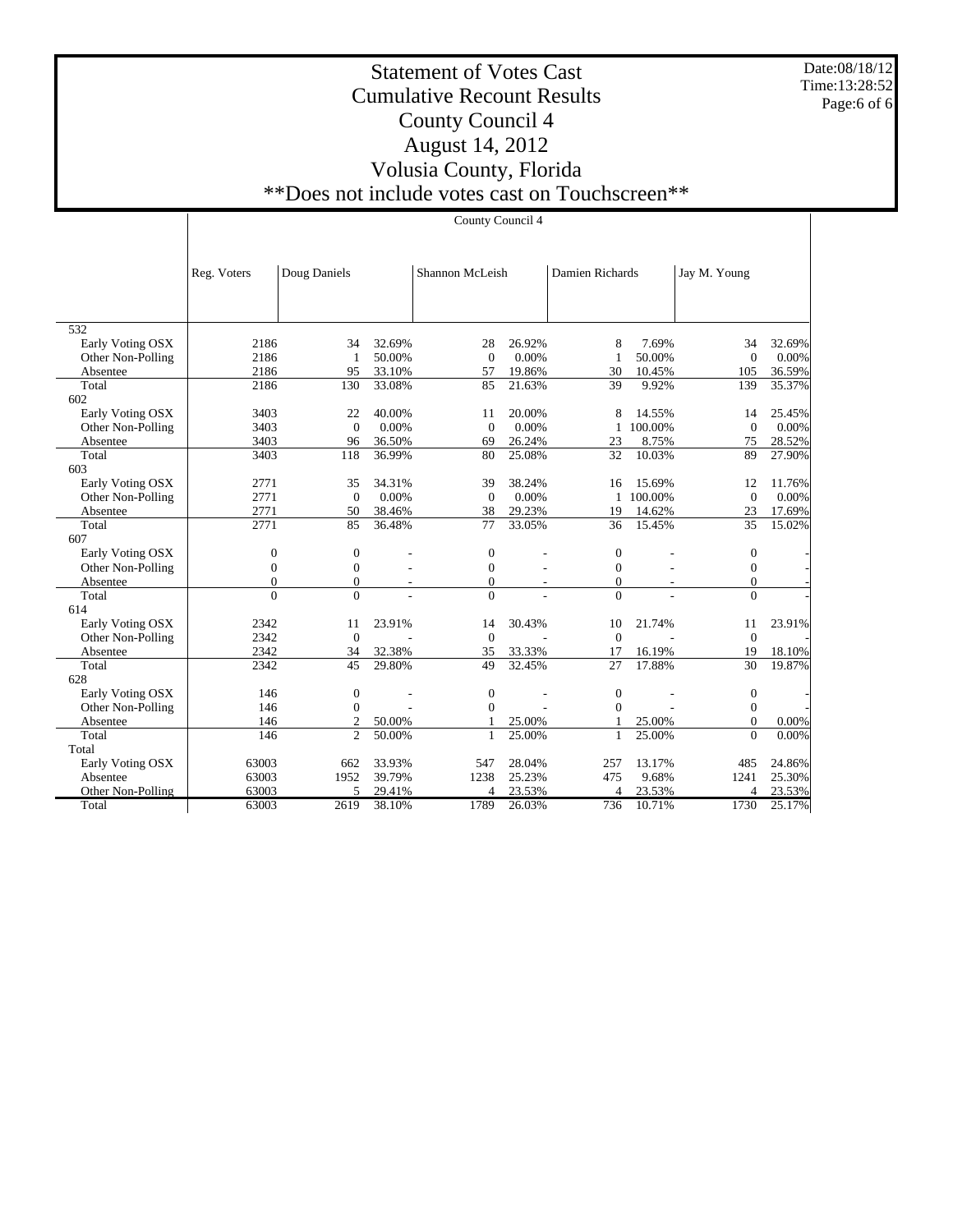# Statement of Votes Cast
## Cumulative Recount Results
## County Council 4
## August 14, 2012
## Volusia County, Florida
## **Does not include votes cast on Touchscreen**

Date:08/18/12
Time:13:28:52

County Council 4

| | Reg. Voters | Doug Daniels | | Shannon McLeish | | Damien Richards | | Jay M. Young | |
|---|---|---|---|---|---|---|---|---|---|
| 532 | | | | | | | | | |
| Early Voting OSX | 2186 | 34 | 32.69% | 28 | 26.92% | 8 | 7.69% | 34 | 32.69% |
| Other Non-Polling | 2186 | 1 | 50.00% | 0 | 0.00% | 1 | 50.00% | 0 | 0.00% |
| Absentee | 2186 | 95 | 33.10% | 57 | 19.86% | 30 | 10.45% | 105 | 36.59% |
| Total | 2186 | 130 | 33.08% | 85 | 21.63% | 39 | 9.92% | 139 | 35.37% |
| 602 | | | | | | | | | |
| Early Voting OSX | 3403 | 22 | 40.00% | 11 | 20.00% | 8 | 14.55% | 14 | 25.45% |
| Other Non-Polling | 3403 | 0 | 0.00% | 0 | 0.00% | 1 | 100.00% | 0 | 0.00% |
| Absentee | 3403 | 96 | 36.50% | 69 | 26.24% | 23 | 8.75% | 75 | 28.52% |
| Total | 3403 | 118 | 36.99% | 80 | 25.08% | 32 | 10.03% | 89 | 27.90% |
| 603 | | | | | | | | | |
| Early Voting OSX | 2771 | 35 | 34.31% | 39 | 38.24% | 16 | 15.69% | 12 | 11.76% |
| Other Non-Polling | 2771 | 0 | 0.00% | 0 | 0.00% | 1 | 100.00% | 0 | 0.00% |
| Absentee | 2771 | 50 | 38.46% | 38 | 29.23% | 19 | 14.62% | 23 | 17.69% |
| Total | 2771 | 85 | 36.48% | 77 | 33.05% | 36 | 15.45% | 35 | 15.02% |
| 607 | | | | | | | | | |
| Early Voting OSX | 0 | 0 | - | 0 | - | 0 | - | 0 | - |
| Other Non-Polling | 0 | 0 | - | 0 | - | 0 | - | 0 | - |
| Absentee | 0 | 0 | - | 0 | - | 0 | - | 0 | - |
| Total | 0 | 0 | - | 0 | - | 0 | - | 0 | - |
| 614 | | | | | | | | | |
| Early Voting OSX | 2342 | 11 | 23.91% | 14 | 30.43% | 10 | 21.74% | 11 | 23.91% |
| Other Non-Polling | 2342 | 0 | - | 0 | - | 0 | - | 0 | - |
| Absentee | 2342 | 34 | 32.38% | 35 | 33.33% | 17 | 16.19% | 19 | 18.10% |
| Total | 2342 | 45 | 29.80% | 49 | 32.45% | 27 | 17.88% | 30 | 19.87% |
| 628 | | | | | | | | | |
| Early Voting OSX | 146 | 0 | - | 0 | - | 0 | - | 0 | - |
| Other Non-Polling | 146 | 0 | - | 0 | - | 0 | - | 0 | - |
| Absentee | 146 | 2 | 50.00% | 1 | 25.00% | 1 | 25.00% | 0 | 0.00% |
| Total | 146 | 2 | 50.00% | 1 | 25.00% | 1 | 25.00% | 0 | 0.00% |
| Total | | | | | | | | | |
| Early Voting OSX | 63003 | 662 | 33.93% | 547 | 28.04% | 257 | 13.17% | 485 | 24.86% |
| Absentee | 63003 | 1952 | 39.79% | 1238 | 25.23% | 475 | 9.68% | 1241 | 25.30% |
| Other Non-Polling | 63003 | 5 | 29.41% | 4 | 23.53% | 4 | 23.53% | 4 | 23.53% |
| Total | 63003 | 2619 | 38.10% | 1789 | 26.03% | 736 | 10.71% | 1730 | 25.17% |